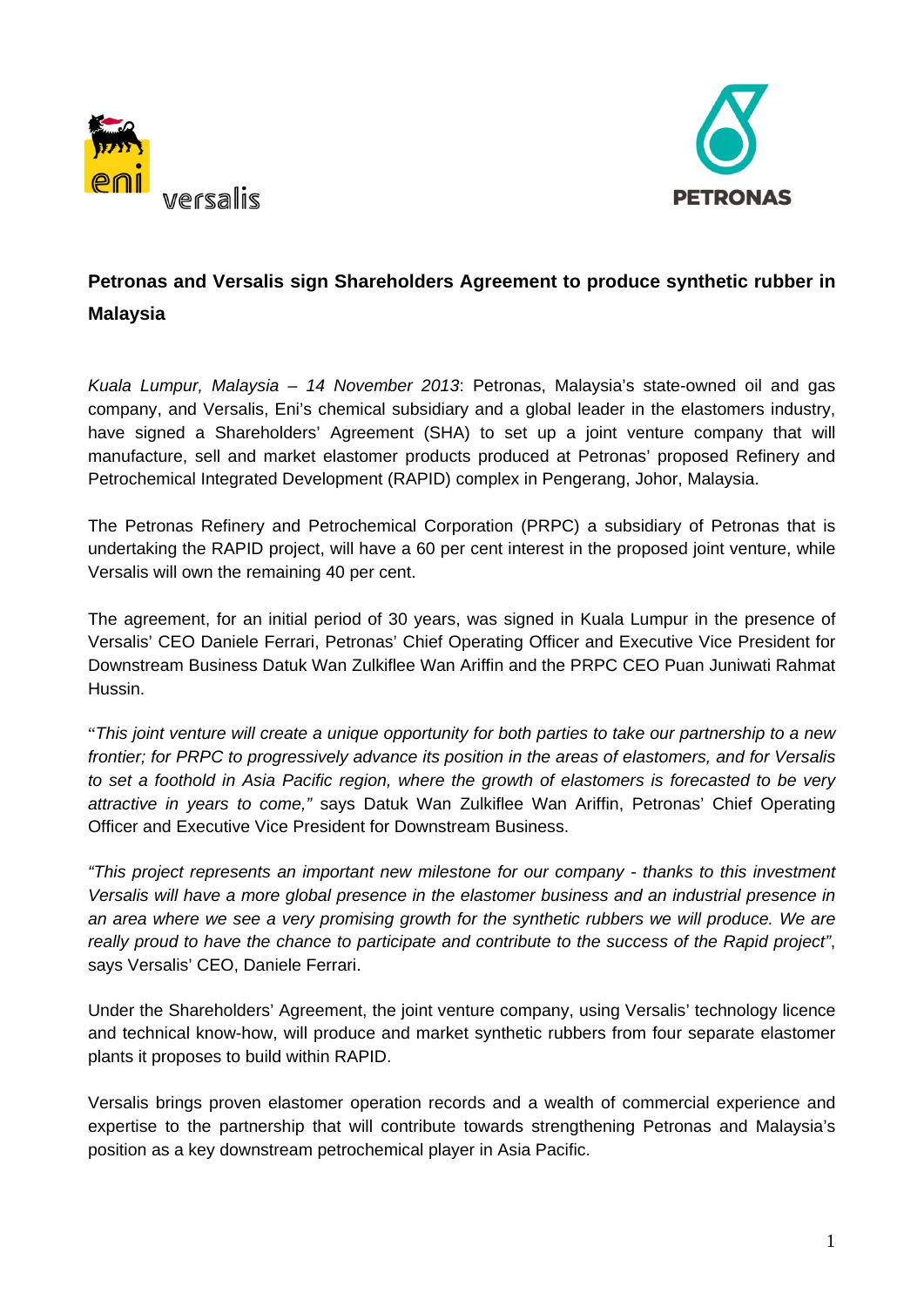## Petronas and Versalis sign Shareholders Agreement to produce synthetic rubber in Malaysia

*Kuala Lumpur, Malaysia – 14 November 2013*: Petronas, Malaysia's state-owned oil and gas company, and Versalis, Eni's chemical subsidiary and a global leader in the elastomers industry, have signed a Shareholders' Agreement (SHA) to set up a joint venture company that will manufacture, sell and market elastomer products produced at Petronas' proposed Refinery and Petrochemical Integrated Development (RAPID) complex in Pengerang, Johor, Malaysia.

The Petronas Refinery and Petrochemical Corporation (PRPC) a subsidiary of Petronas that is undertaking the RAPID project, will have a 60 per cent interest in the proposed joint venture, while Versalis will own the remaining 40 per cent.

The agreement, for an initial period of 30 years, was signed in Kuala Lumpur in the presence of Versalis' CEO Daniele Ferrari, Petronas' Chief Operating Officer and Executive Vice President for Downstream Business Datuk Wan Zulkiflee Wan Ariffin and the PRPC CEO Puan Juniwati Rahmat Hussin.

"*This joint venture will create a unique opportunity for both parties to take our partnership to a new frontier; for PRPC to progressively advance its position in the areas of elastomers, and for Versalis to set a foothold in Asia Pacific region, where the growth of elastomers is forecasted to be very attractive in years to come,"* says Datuk Wan Zulkiflee Wan Ariffin, Petronas' Chief Operating Officer and Executive Vice President for Downstream Business.

*"This project represents an important new milestone for our company - thanks to this investment Versalis will have a more global presence in the elastomer business and an industrial presence in an area where we see a very promising growth for the synthetic rubbers we will produce. We are really proud to have the chance to participate and contribute to the success of the Rapid project"*, says Versalis' CEO, Daniele Ferrari.

Under the Shareholders' Agreement, the joint venture company, using Versalis' technology licence and technical know-how, will produce and market synthetic rubbers from four separate elastomer plants it proposes to build within RAPID.

Versalis brings proven elastomer operation records and a wealth of commercial experience and expertise to the partnership that will contribute towards strengthening Petronas and Malaysia's position as a key downstream petrochemical player in Asia Pacific.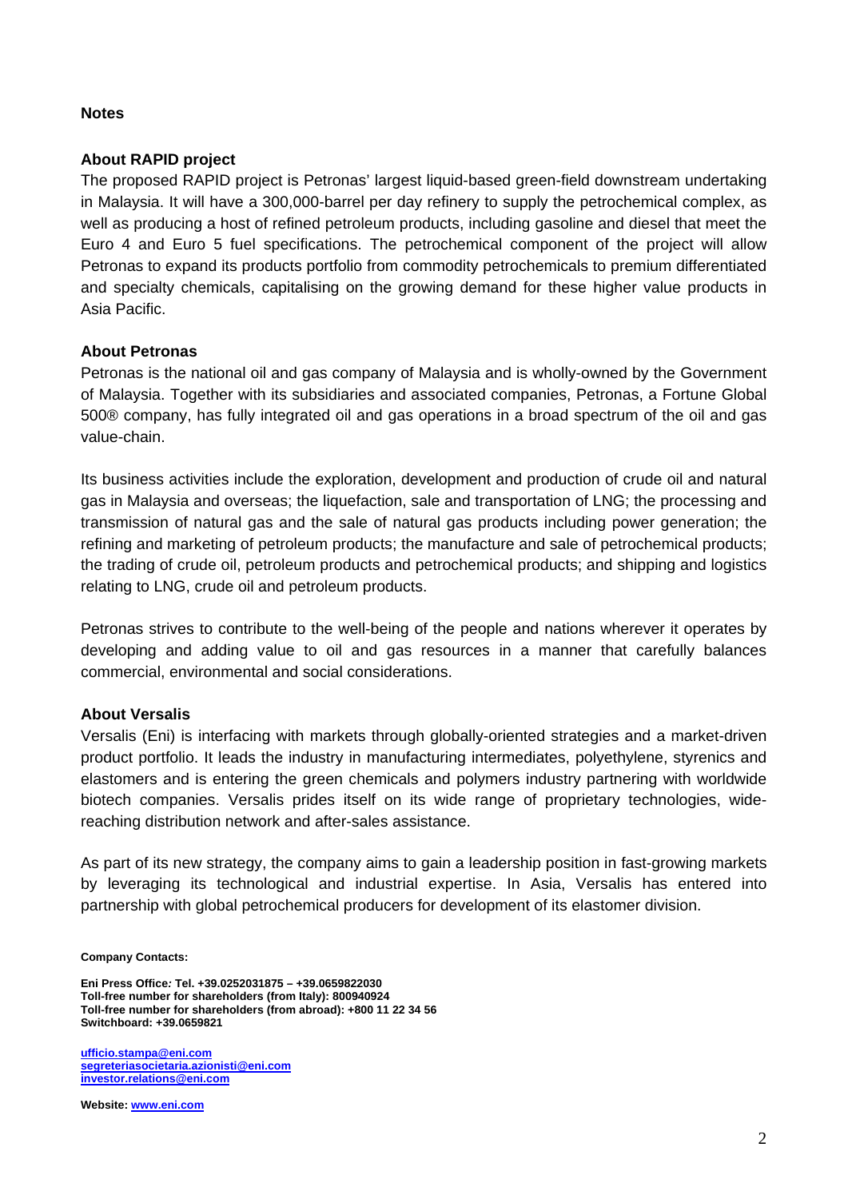## Notes

### About RAPID project

The proposed RAPID project is Petronas' largest liquid-based green-field downstream undertaking in Malaysia. It will have a 300,000-barrel per day refinery to supply the petrochemical complex, as well as producing a host of refined petroleum products, including gasoline and diesel that meet the Euro 4 and Euro 5 fuel specifications. The petrochemical component of the project will allow Petronas to expand its products portfolio from commodity petrochemicals to premium differentiated and specialty chemicals, capitalising on the growing demand for these higher value products in Asia Pacific.

### About Petronas

Petronas is the national oil and gas company of Malaysia and is wholly-owned by the Government of Malaysia. Together with its subsidiaries and associated companies, Petronas, a Fortune Global 500® company, has fully integrated oil and gas operations in a broad spectrum of the oil and gas value-chain.

Its business activities include the exploration, development and production of crude oil and natural gas in Malaysia and overseas; the liquefaction, sale and transportation of LNG; the processing and transmission of natural gas and the sale of natural gas products including power generation; the refining and marketing of petroleum products; the manufacture and sale of petrochemical products; the trading of crude oil, petroleum products and petrochemical products; and shipping and logistics relating to LNG, crude oil and petroleum products.

Petronas strives to contribute to the well-being of the people and nations wherever it operates by developing and adding value to oil and gas resources in a manner that carefully balances commercial, environmental and social considerations.

### About Versalis

Versalis (Eni) is interfacing with markets through globally-oriented strategies and a market-driven product portfolio. It leads the industry in manufacturing intermediates, polyethylene, styrenics and elastomers and is entering the green chemicals and polymers industry partnering with worldwide biotech companies. Versalis prides itself on its wide range of proprietary technologies, wide-reaching distribution network and after-sales assistance.

As part of its new strategy, the company aims to gain a leadership position in fast-growing markets by leveraging its technological and industrial expertise. In Asia, Versalis has entered into partnership with global petrochemical producers for development of its elastomer division.

**Company Contacts:**

**Eni Press Office: Tel. +39.0252031875 – +39.0659822030**
**Toll-free number for shareholders (from Italy): 800940924**
**Toll-free number for shareholders (from abroad): +800 11 22 34 56**
**Switchboard: +39.0659821**

**ufficio.stampa@eni.com**
**segreteriasocietaria.azionisti@eni.com**
**investor.relations@eni.com**

**Website: www.eni.com**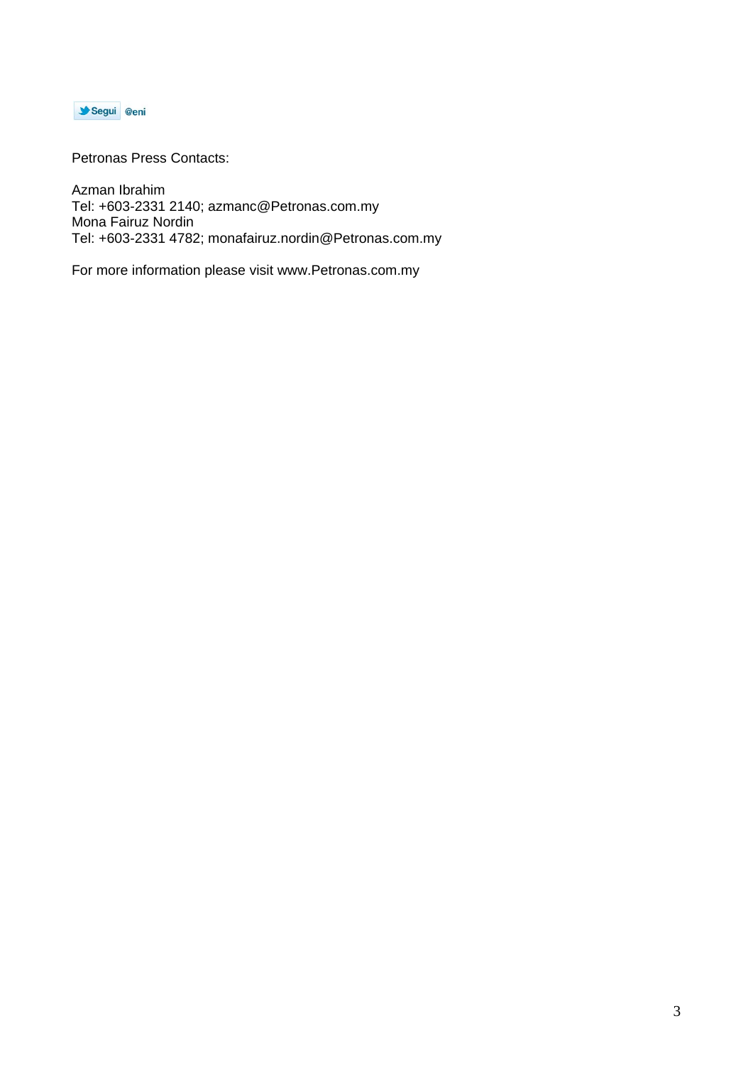Segui @eni

Petronas Press Contacts:

Azman Ibrahim
Tel: +603-2331 2140; azmanc@Petronas.com.my
Mona Fairuz Nordin
Tel: +603-2331 4782; monafairuz.nordin@Petronas.com.my

For more information please visit www.Petronas.com.my